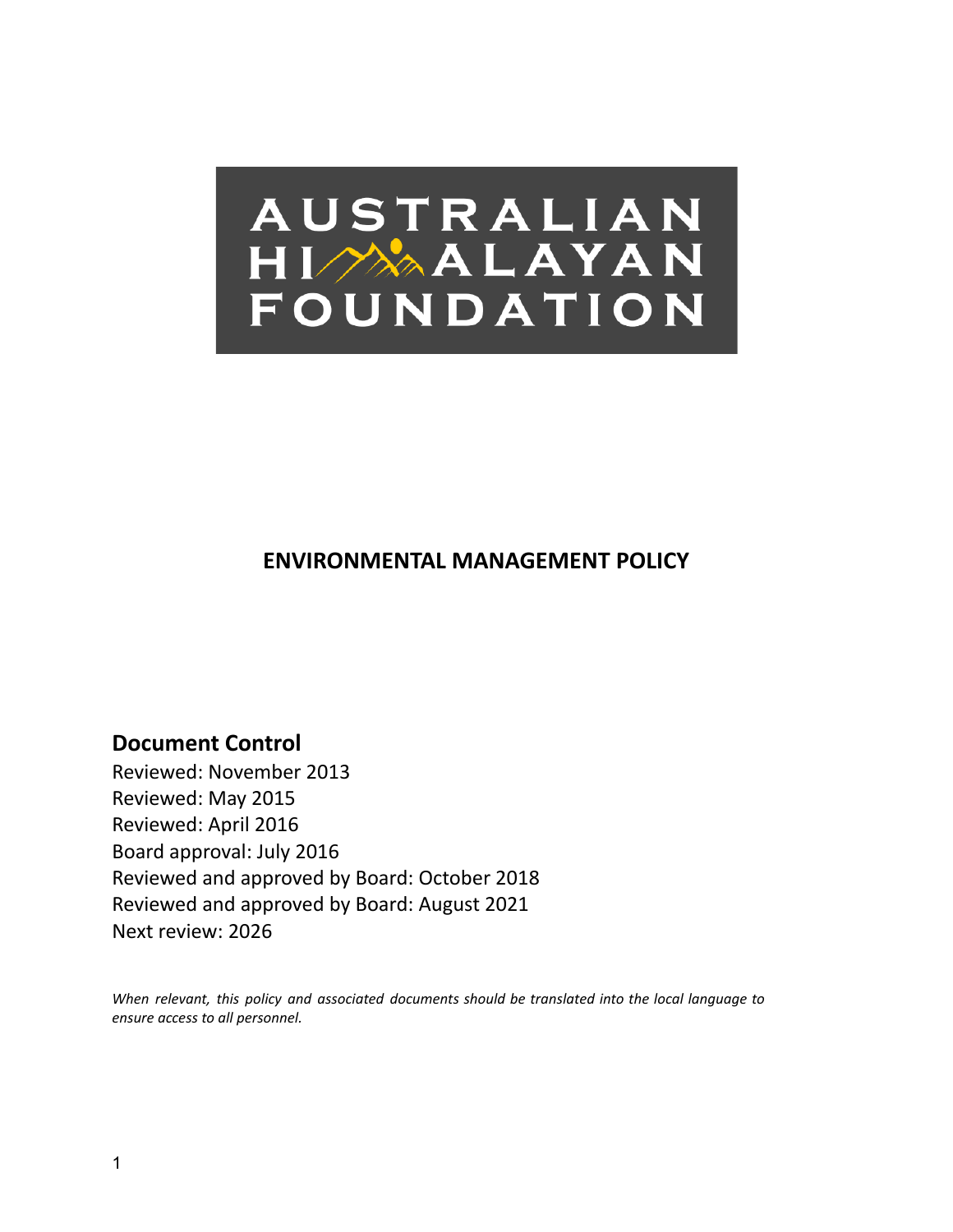# AUSTRALIAN HIMALAYAN FOUNDATION

## ENVIRONMENTAL MANAGEMENT POLICY

## Document Control

Reviewed: November 2013
Reviewed: May 2015
Reviewed: April 2016
Board approval: July 2016
Reviewed and approved by Board: October 2018
Reviewed and approved by Board: August 2021
Next review: 2026

*When relevant, this policy and associated documents should be translated into the local language to ensure access to all personnel.*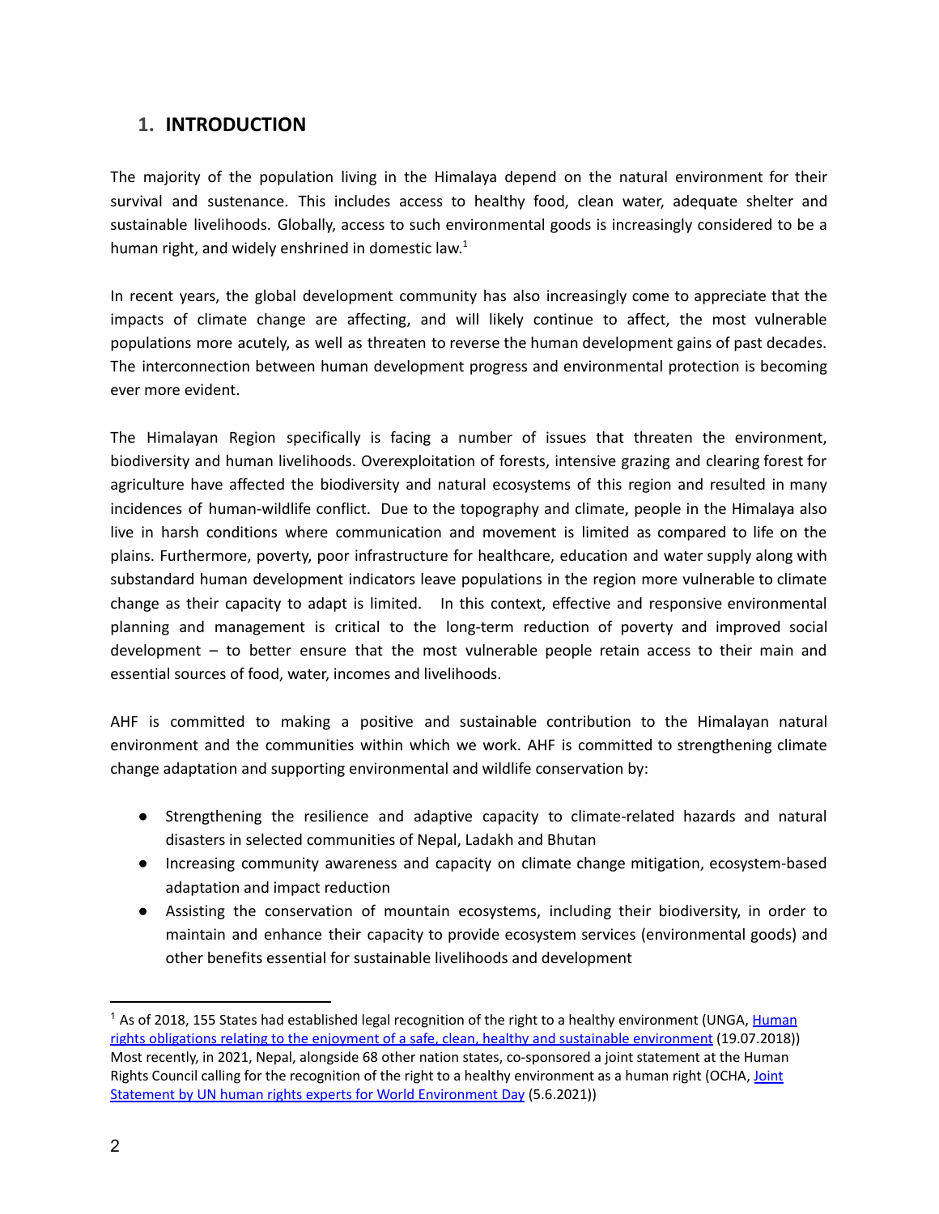# 1. INTRODUCTION

The majority of the population living in the Himalaya depend on the natural environment for their survival and sustenance. This includes access to healthy food, clean water, adequate shelter and sustainable livelihoods. Globally, access to such environmental goods is increasingly considered to be a human right, and widely enshrined in domestic law.[1]

In recent years, the global development community has also increasingly come to appreciate that the impacts of climate change are affecting, and will likely continue to affect, the most vulnerable populations more acutely, as well as threaten to reverse the human development gains of past decades. The interconnection between human development progress and environmental protection is becoming ever more evident.

The Himalayan Region specifically is facing a number of issues that threaten the environment, biodiversity and human livelihoods. Overexploitation of forests, intensive grazing and clearing forest for agriculture have affected the biodiversity and natural ecosystems of this region and resulted in many incidences of human-wildlife conflict. Due to the topography and climate, people in the Himalaya also live in harsh conditions where communication and movement is limited as compared to life on the plains. Furthermore, poverty, poor infrastructure for healthcare, education and water supply along with substandard human development indicators leave populations in the region more vulnerable to climate change as their capacity to adapt is limited. In this context, effective and responsive environmental planning and management is critical to the long-term reduction of poverty and improved social development – to better ensure that the most vulnerable people retain access to their main and essential sources of food, water, incomes and livelihoods.

AHF is committed to making a positive and sustainable contribution to the Himalayan natural environment and the communities within which we work. AHF is committed to strengthening climate change adaptation and supporting environmental and wildlife conservation by:

- Strengthening the resilience and adaptive capacity to climate-related hazards and natural disasters in selected communities of Nepal, Ladakh and Bhutan
- Increasing community awareness and capacity on climate change mitigation, ecosystem-based adaptation and impact reduction
- Assisting the conservation of mountain ecosystems, including their biodiversity, in order to maintain and enhance their capacity to provide ecosystem services (environmental goods) and other benefits essential for sustainable livelihoods and development

---

[1] As of 2018, 155 States had established legal recognition of the right to a healthy environment (UNGA, Human rights obligations relating to the enjoyment of a safe, clean, healthy and sustainable environment (19.07.2018)) Most recently, in 2021, Nepal, alongside 68 other nation states, co-sponsored a joint statement at the Human Rights Council calling for the recognition of the right to a healthy environment as a human right (OCHA, Joint Statement by UN human rights experts for World Environment Day (5.6.2021))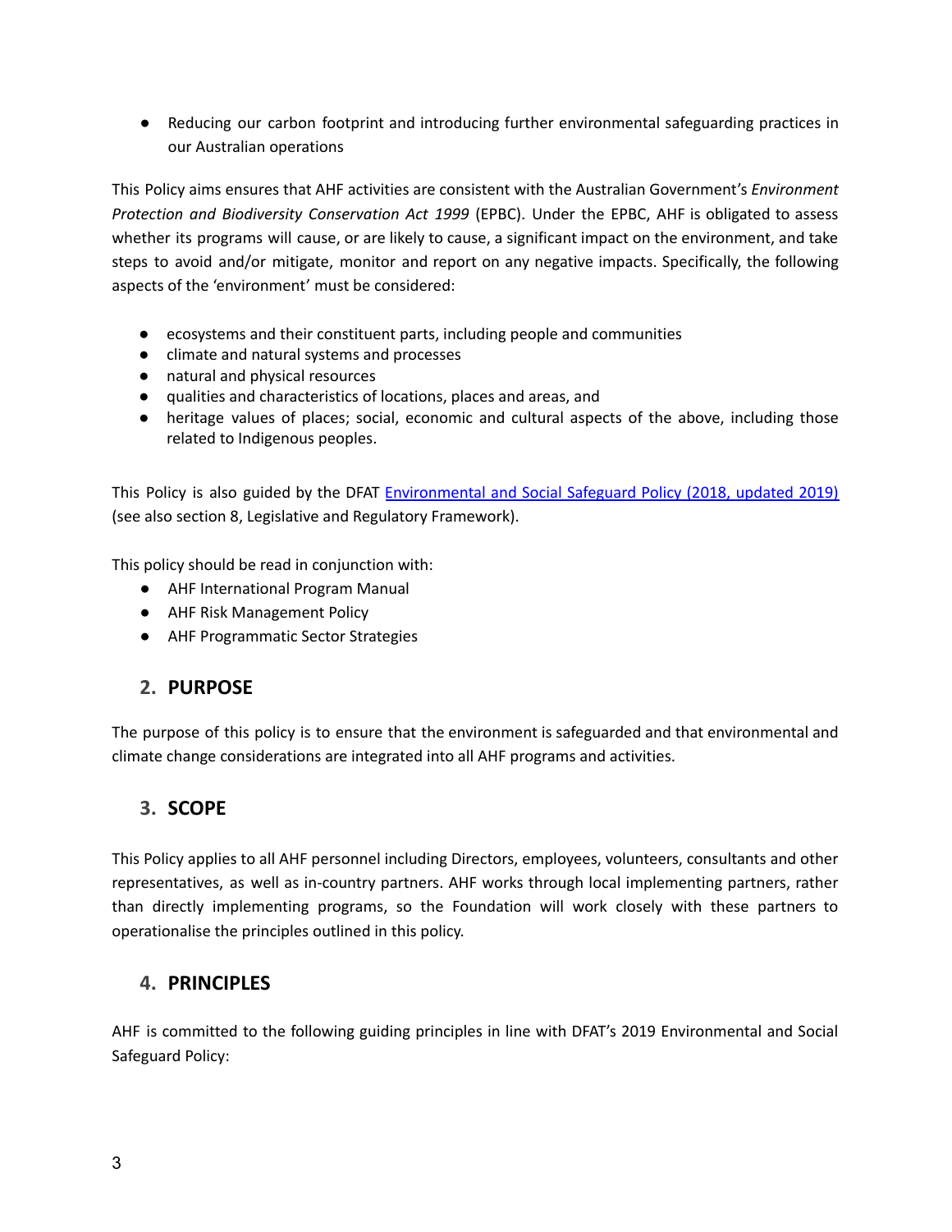- Reducing our carbon footprint and introducing further environmental safeguarding practices in our Australian operations

This Policy aims ensures that AHF activities are consistent with the Australian Government's *Environment Protection and Biodiversity Conservation Act 1999* (EPBC). Under the EPBC, AHF is obligated to assess whether its programs will cause, or are likely to cause, a significant impact on the environment, and take steps to avoid and/or mitigate, monitor and report on any negative impacts. Specifically, the following aspects of the 'environment' must be considered:

- ecosystems and their constituent parts, including people and communities
- climate and natural systems and processes
- natural and physical resources
- qualities and characteristics of locations, places and areas, and
- heritage values of places; social, economic and cultural aspects of the above, including those related to Indigenous peoples.

This Policy is also guided by the DFAT Environmental and Social Safeguard Policy (2018, updated 2019) (see also section 8, Legislative and Regulatory Framework).

This policy should be read in conjunction with:

- AHF International Program Manual
- AHF Risk Management Policy
- AHF Programmatic Sector Strategies

## 2. PURPOSE

The purpose of this policy is to ensure that the environment is safeguarded and that environmental and climate change considerations are integrated into all AHF programs and activities.

## 3. SCOPE

This Policy applies to all AHF personnel including Directors, employees, volunteers, consultants and other representatives, as well as in-country partners. AHF works through local implementing partners, rather than directly implementing programs, so the Foundation will work closely with these partners to operationalise the principles outlined in this policy.

## 4. PRINCIPLES

AHF is committed to the following guiding principles in line with DFAT's 2019 Environmental and Social Safeguard Policy: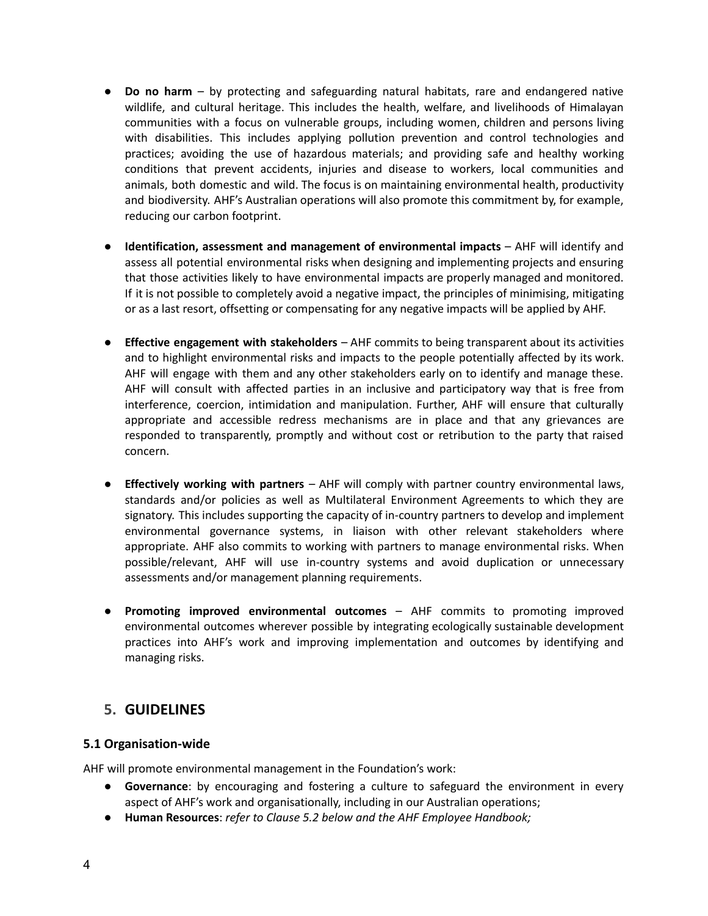- **Do no harm** – by protecting and safeguarding natural habitats, rare and endangered native wildlife, and cultural heritage. This includes the health, welfare, and livelihoods of Himalayan communities with a focus on vulnerable groups, including women, children and persons living with disabilities. This includes applying pollution prevention and control technologies and practices; avoiding the use of hazardous materials; and providing safe and healthy working conditions that prevent accidents, injuries and disease to workers, local communities and animals, both domestic and wild. The focus is on maintaining environmental health, productivity and biodiversity. AHF's Australian operations will also promote this commitment by, for example, reducing our carbon footprint.

- **Identification, assessment and management of environmental impacts** – AHF will identify and assess all potential environmental risks when designing and implementing projects and ensuring that those activities likely to have environmental impacts are properly managed and monitored. If it is not possible to completely avoid a negative impact, the principles of minimising, mitigating or as a last resort, offsetting or compensating for any negative impacts will be applied by AHF.

- **Effective engagement with stakeholders** – AHF commits to being transparent about its activities and to highlight environmental risks and impacts to the people potentially affected by its work. AHF will engage with them and any other stakeholders early on to identify and manage these. AHF will consult with affected parties in an inclusive and participatory way that is free from interference, coercion, intimidation and manipulation. Further, AHF will ensure that culturally appropriate and accessible redress mechanisms are in place and that any grievances are responded to transparently, promptly and without cost or retribution to the party that raised concern.

- **Effectively working with partners** – AHF will comply with partner country environmental laws, standards and/or policies as well as Multilateral Environment Agreements to which they are signatory. This includes supporting the capacity of in-country partners to develop and implement environmental governance systems, in liaison with other relevant stakeholders where appropriate. AHF also commits to working with partners to manage environmental risks. When possible/relevant, AHF will use in-country systems and avoid duplication or unnecessary assessments and/or management planning requirements.

- **Promoting improved environmental outcomes** – AHF commits to promoting improved environmental outcomes wherever possible by integrating ecologically sustainable development practices into AHF's work and improving implementation and outcomes by identifying and managing risks.

## 5. GUIDELINES

### 5.1 Organisation-wide

AHF will promote environmental management in the Foundation's work:

- **Governance**: by encouraging and fostering a culture to safeguard the environment in every aspect of AHF's work and organisationally, including in our Australian operations;
- **Human Resources**: *refer to Clause 5.2 below and the AHF Employee Handbook;*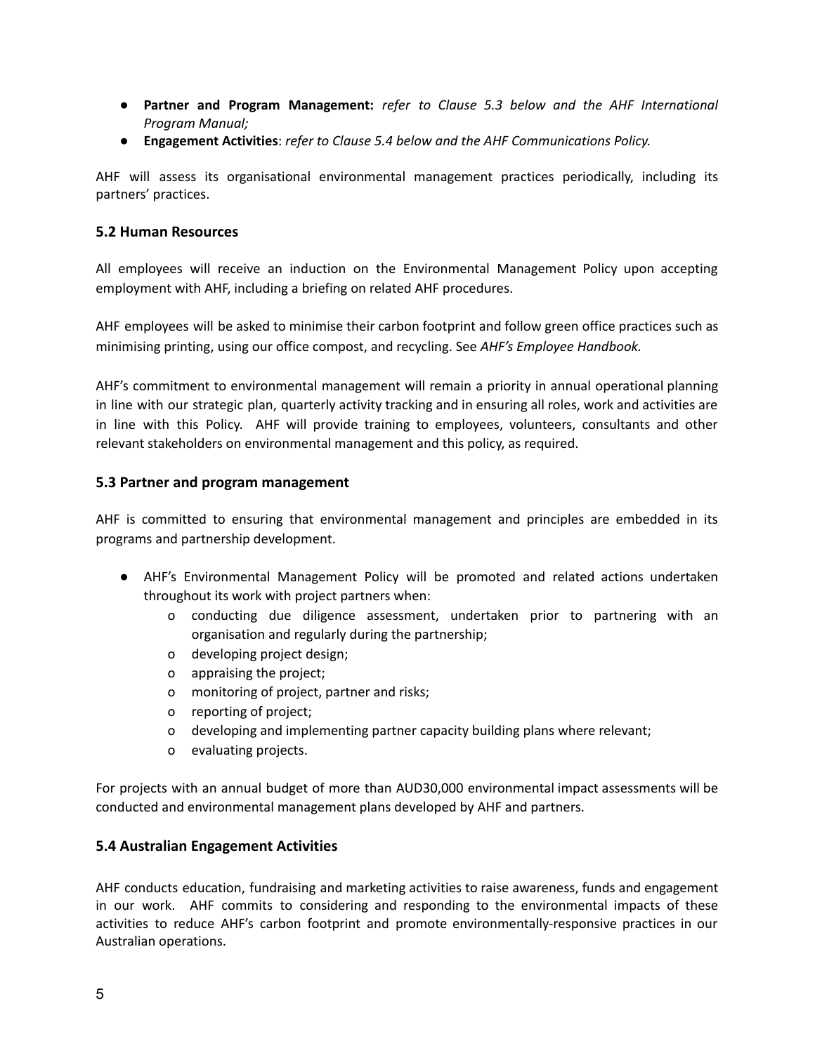- **Partner and Program Management:** *refer to Clause 5.3 below and the AHF International Program Manual;*
- **Engagement Activities**: *refer to Clause 5.4 below and the AHF Communications Policy.*

AHF will assess its organisational environmental management practices periodically, including its partners' practices.

### 5.2 Human Resources

All employees will receive an induction on the Environmental Management Policy upon accepting employment with AHF, including a briefing on related AHF procedures.

AHF employees will be asked to minimise their carbon footprint and follow green office practices such as minimising printing, using our office compost, and recycling. See *AHF's Employee Handbook.*

AHF's commitment to environmental management will remain a priority in annual operational planning in line with our strategic plan, quarterly activity tracking and in ensuring all roles, work and activities are in line with this Policy. AHF will provide training to employees, volunteers, consultants and other relevant stakeholders on environmental management and this policy, as required.

### 5.3 Partner and program management

AHF is committed to ensuring that environmental management and principles are embedded in its programs and partnership development.

- AHF's Environmental Management Policy will be promoted and related actions undertaken throughout its work with project partners when:
  - conducting due diligence assessment, undertaken prior to partnering with an organisation and regularly during the partnership;
  - developing project design;
  - appraising the project;
  - monitoring of project, partner and risks;
  - reporting of project;
  - developing and implementing partner capacity building plans where relevant;
  - evaluating projects.

For projects with an annual budget of more than AUD30,000 environmental impact assessments will be conducted and environmental management plans developed by AHF and partners.

### 5.4 Australian Engagement Activities

AHF conducts education, fundraising and marketing activities to raise awareness, funds and engagement in our work. AHF commits to considering and responding to the environmental impacts of these activities to reduce AHF's carbon footprint and promote environmentally-responsive practices in our Australian operations.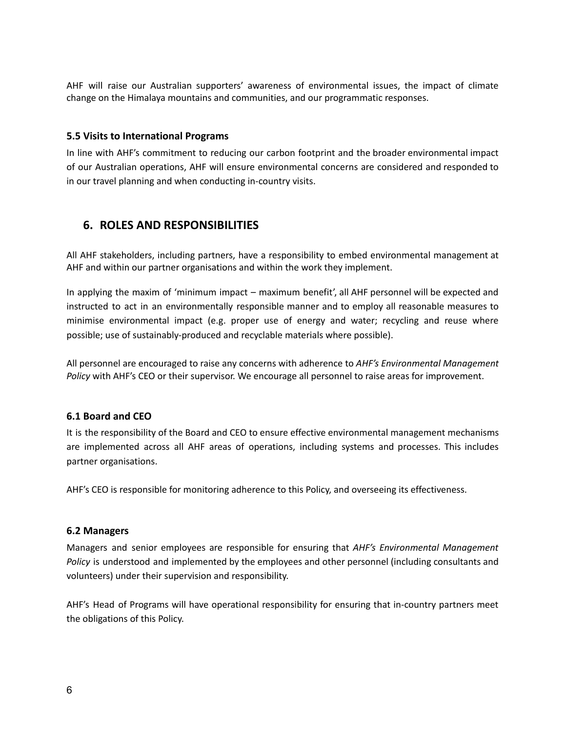AHF will raise our Australian supporters' awareness of environmental issues, the impact of climate change on the Himalaya mountains and communities, and our programmatic responses.

### 5.5 Visits to International Programs

In line with AHF's commitment to reducing our carbon footprint and the broader environmental impact of our Australian operations, AHF will ensure environmental concerns are considered and responded to in our travel planning and when conducting in-country visits.

## 6. ROLES AND RESPONSIBILITIES

All AHF stakeholders, including partners, have a responsibility to embed environmental management at AHF and within our partner organisations and within the work they implement.

In applying the maxim of 'minimum impact – maximum benefit', all AHF personnel will be expected and instructed to act in an environmentally responsible manner and to employ all reasonable measures to minimise environmental impact (e.g. proper use of energy and water; recycling and reuse where possible; use of sustainably-produced and recyclable materials where possible).

All personnel are encouraged to raise any concerns with adherence to *AHF's Environmental Management Policy* with AHF's CEO or their supervisor. We encourage all personnel to raise areas for improvement.

### 6.1 Board and CEO

It is the responsibility of the Board and CEO to ensure effective environmental management mechanisms are implemented across all AHF areas of operations, including systems and processes. This includes partner organisations.

AHF's CEO is responsible for monitoring adherence to this Policy, and overseeing its effectiveness.

### 6.2 Managers

Managers and senior employees are responsible for ensuring that *AHF's Environmental Management Policy* is understood and implemented by the employees and other personnel (including consultants and volunteers) under their supervision and responsibility.

AHF's Head of Programs will have operational responsibility for ensuring that in-country partners meet the obligations of this Policy.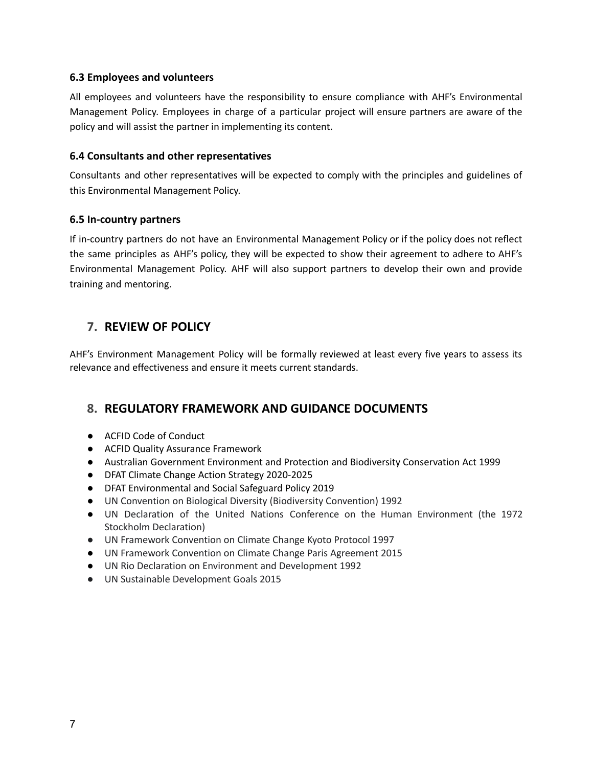### 6.3 Employees and volunteers

All employees and volunteers have the responsibility to ensure compliance with AHF's Environmental Management Policy. Employees in charge of a particular project will ensure partners are aware of the policy and will assist the partner in implementing its content.

### 6.4 Consultants and other representatives

Consultants and other representatives will be expected to comply with the principles and guidelines of this Environmental Management Policy.

### 6.5 In-country partners

If in-country partners do not have an Environmental Management Policy or if the policy does not reflect the same principles as AHF's policy, they will be expected to show their agreement to adhere to AHF's Environmental Management Policy. AHF will also support partners to develop their own and provide training and mentoring.

## 7. REVIEW OF POLICY

AHF's Environment Management Policy will be formally reviewed at least every five years to assess its relevance and effectiveness and ensure it meets current standards.

## 8. REGULATORY FRAMEWORK AND GUIDANCE DOCUMENTS

- ACFID Code of Conduct
- ACFID Quality Assurance Framework
- Australian Government Environment and Protection and Biodiversity Conservation Act 1999
- DFAT Climate Change Action Strategy 2020-2025
- DFAT Environmental and Social Safeguard Policy 2019
- UN Convention on Biological Diversity (Biodiversity Convention) 1992
- UN Declaration of the United Nations Conference on the Human Environment (the 1972 Stockholm Declaration)
- UN Framework Convention on Climate Change Kyoto Protocol 1997
- UN Framework Convention on Climate Change Paris Agreement 2015
- UN Rio Declaration on Environment and Development 1992
- UN Sustainable Development Goals 2015